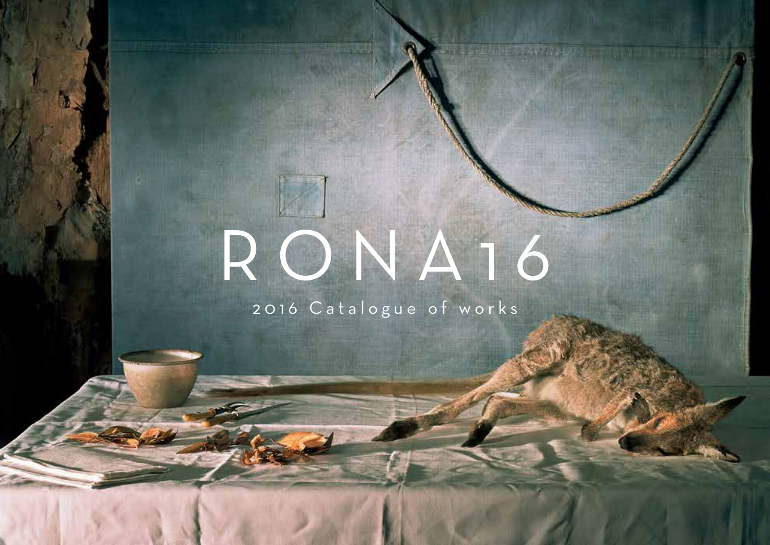# RONA16

2016 Catalogue of works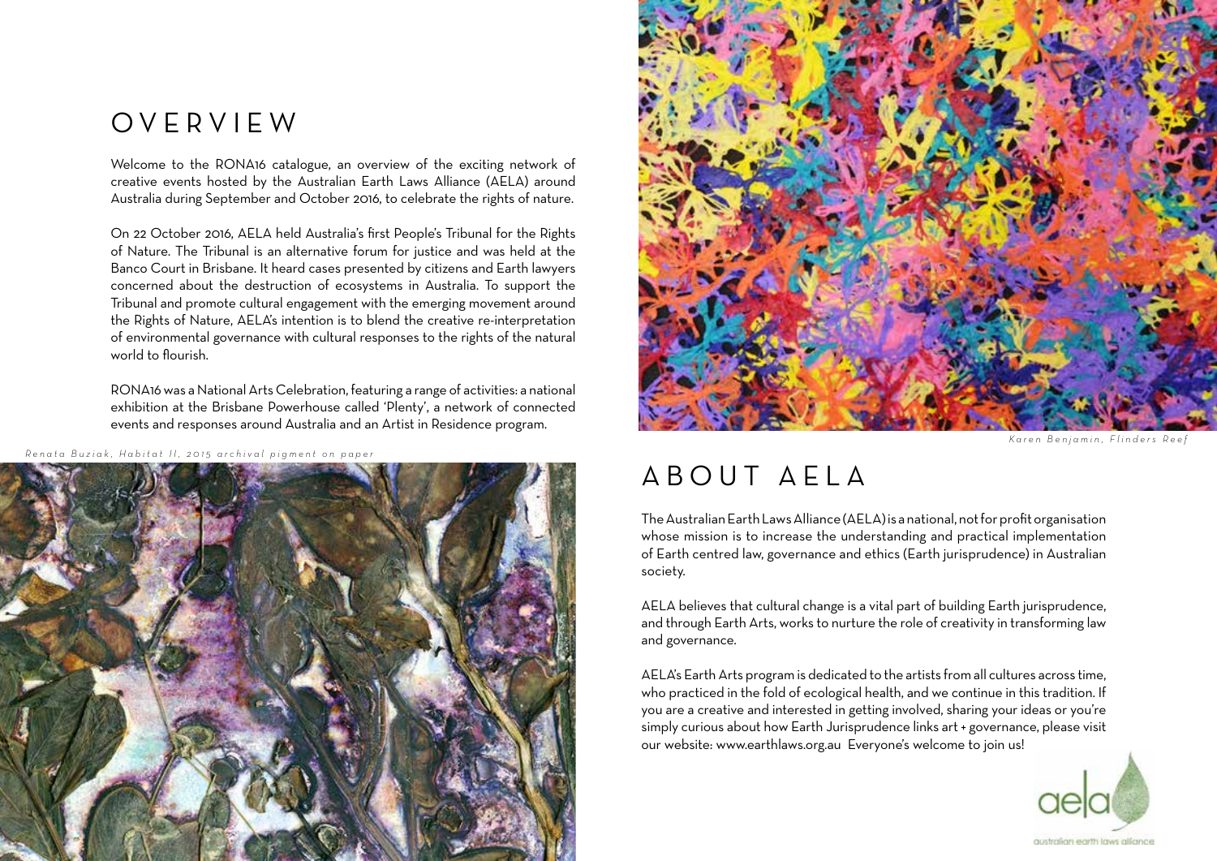# OVERVIEW

Welcome to the RONA16 catalogue, an overview of the exciting network of creative events hosted by the Australian Earth Laws Alliance (AELA) around Australia during September and October 2016, to celebrate the rights of nature.

On 22 October 2016, AELA held Australia's first People's Tribunal for the Rights of Nature. The Tribunal is an alternative forum for justice and was held at the Banco Court in Brisbane. It heard cases presented by citizens and Earth lawyers concerned about the destruction of ecosystems in Australia. To support the Tribunal and promote cultural engagement with the emerging movement around the Rights of Nature, AELA's intention is to blend the creative re-interpretation of environmental governance with cultural responses to the rights of the natural world to flourish.

RONA16 was a National Arts Celebration, featuring a range of activities: a national exhibition at the Brisbane Powerhouse called 'Plenty', a network of connected events and responses around Australia and an Artist in Residence program.

*Renata Buziak, Habitat II, 2015 archival pigment on paper*

*Karen Benjamin, Flinders Reef*

# ABOUT AELA

The Australian Earth Laws Alliance (AELA) is a national, not for profit organisation whose mission is to increase the understanding and practical implementation of Earth centred law, governance and ethics (Earth jurisprudence) in Australian society.

AELA believes that cultural change is a vital part of building Earth jurisprudence, and through Earth Arts, works to nurture the role of creativity in transforming law and governance.

AELA's Earth Arts program is dedicated to the artists from all cultures across time, who practiced in the fold of ecological health, and we continue in this tradition. If you are a creative and interested in getting involved, sharing your ideas or you're simply curious about how Earth Jurisprudence links art + governance, please visit our website: www.earthlaws.org.au Everyone's welcome to join us!

aela australian earth laws alliance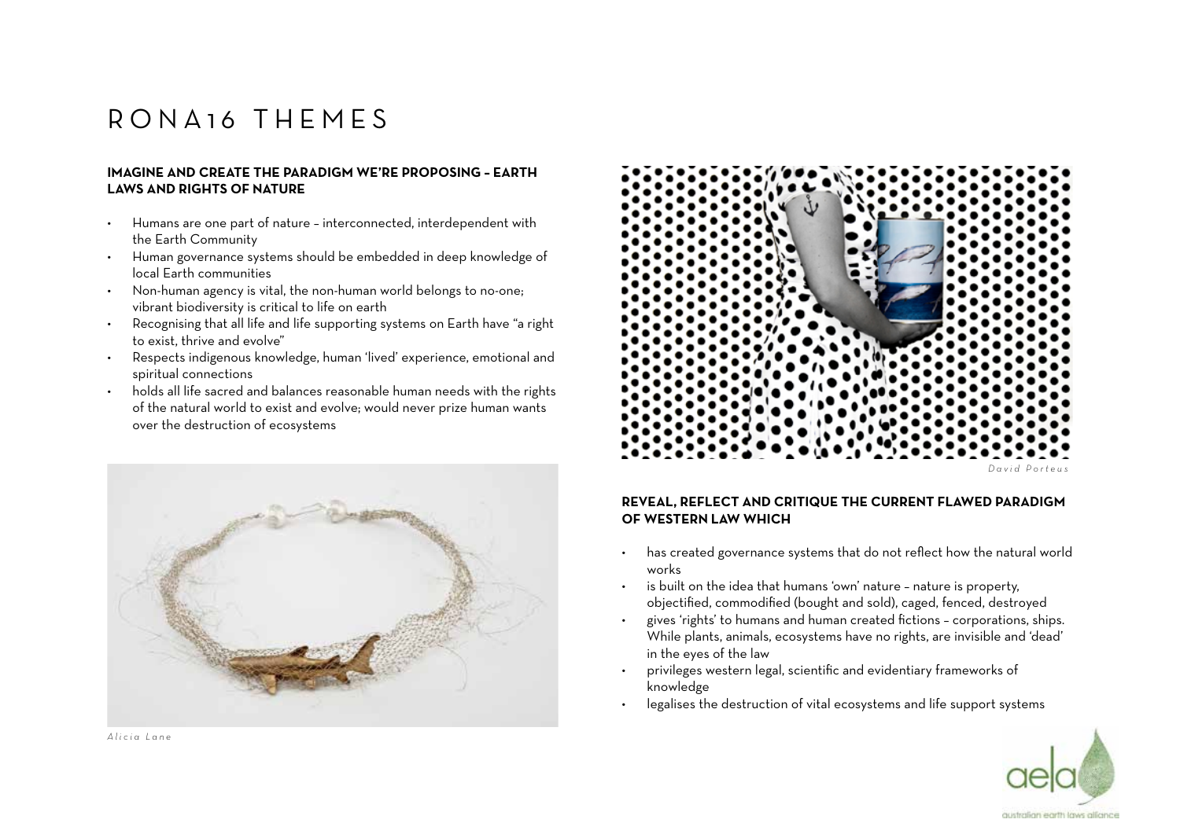# RONA16 THEMES

### IMAGINE AND CREATE THE PARADIGM WE'RE PROPOSING – EARTH LAWS AND RIGHTS OF NATURE

- Humans are one part of nature – interconnected, interdependent with the Earth Community
- Human governance systems should be embedded in deep knowledge of local Earth communities
- Non-human agency is vital, the non-human world belongs to no-one; vibrant biodiversity is critical to life on earth
- Recognising that all life and life supporting systems on Earth have "a right to exist, thrive and evolve"
- Respects indigenous knowledge, human 'lived' experience, emotional and spiritual connections
- holds all life sacred and balances reasonable human needs with the rights of the natural world to exist and evolve; would never prize human wants over the destruction of ecosystems

*Alicia Lane*

*David Porteus*

### REVEAL, REFLECT AND CRITIQUE THE CURRENT FLAWED PARADIGM OF WESTERN LAW WHICH

- has created governance systems that do not reflect how the natural world works
- is built on the idea that humans 'own' nature – nature is property, objectified, commodified (bought and sold), caged, fenced, destroyed
- gives 'rights' to humans and human created fictions – corporations, ships. While plants, animals, ecosystems have no rights, are invisible and 'dead' in the eyes of the law
- privileges western legal, scientific and evidentiary frameworks of knowledge
- legalises the destruction of vital ecosystems and life support systems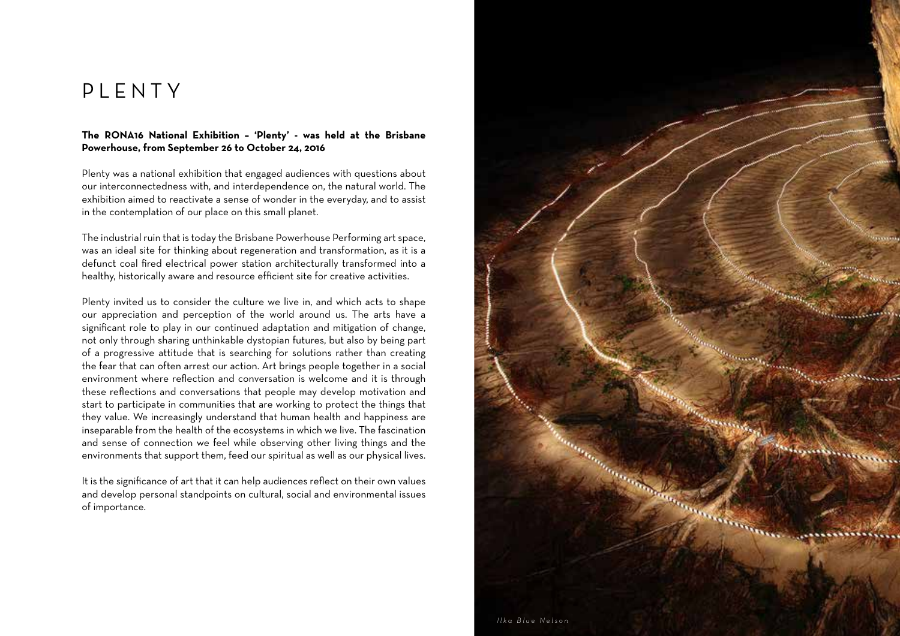# PLENTY

**The RONA16 National Exhibition – 'Plenty' - was held at the Brisbane Powerhouse, from September 26 to October 24, 2016**

Plenty was a national exhibition that engaged audiences with questions about our interconnectedness with, and interdependence on, the natural world. The exhibition aimed to reactivate a sense of wonder in the everyday, and to assist in the contemplation of our place on this small planet.

The industrial ruin that is today the Brisbane Powerhouse Performing art space, was an ideal site for thinking about regeneration and transformation, as it is a defunct coal fired electrical power station architecturally transformed into a healthy, historically aware and resource efficient site for creative activities.

Plenty invited us to consider the culture we live in, and which acts to shape our appreciation and perception of the world around us. The arts have a significant role to play in our continued adaptation and mitigation of change, not only through sharing unthinkable dystopian futures, but also by being part of a progressive attitude that is searching for solutions rather than creating the fear that can often arrest our action. Art brings people together in a social environment where reflection and conversation is welcome and it is through these reflections and conversations that people may develop motivation and start to participate in communities that are working to protect the things that they value. We increasingly understand that human health and happiness are inseparable from the health of the ecosystems in which we live. The fascination and sense of connection we feel while observing other living things and the environments that support them, feed our spiritual as well as our physical lives.

It is the significance of art that it can help audiences reflect on their own values and develop personal standpoints on cultural, social and environmental issues of importance.

*Ilka Blue Nelson*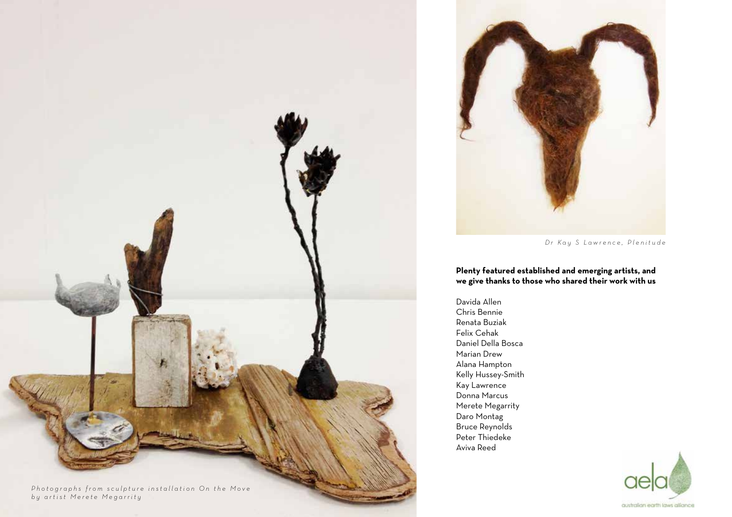Photographs from sculpture installation On the Move by artist Merete Megarrity

Dr Kay S Lawrence, Plenitude

**Plenty featured established and emerging artists, and we give thanks to those who shared their work with us**

Davida Allen
Chris Bennie
Renata Buziak
Felix Cehak
Daniel Della Bosca
Marian Drew
Alana Hampton
Kelly Hussey-Smith
Kay Lawrence
Donna Marcus
Merete Megarrity
Daro Montag
Bruce Reynolds
Peter Thiedeke
Aviva Reed

aela australian earth laws alliance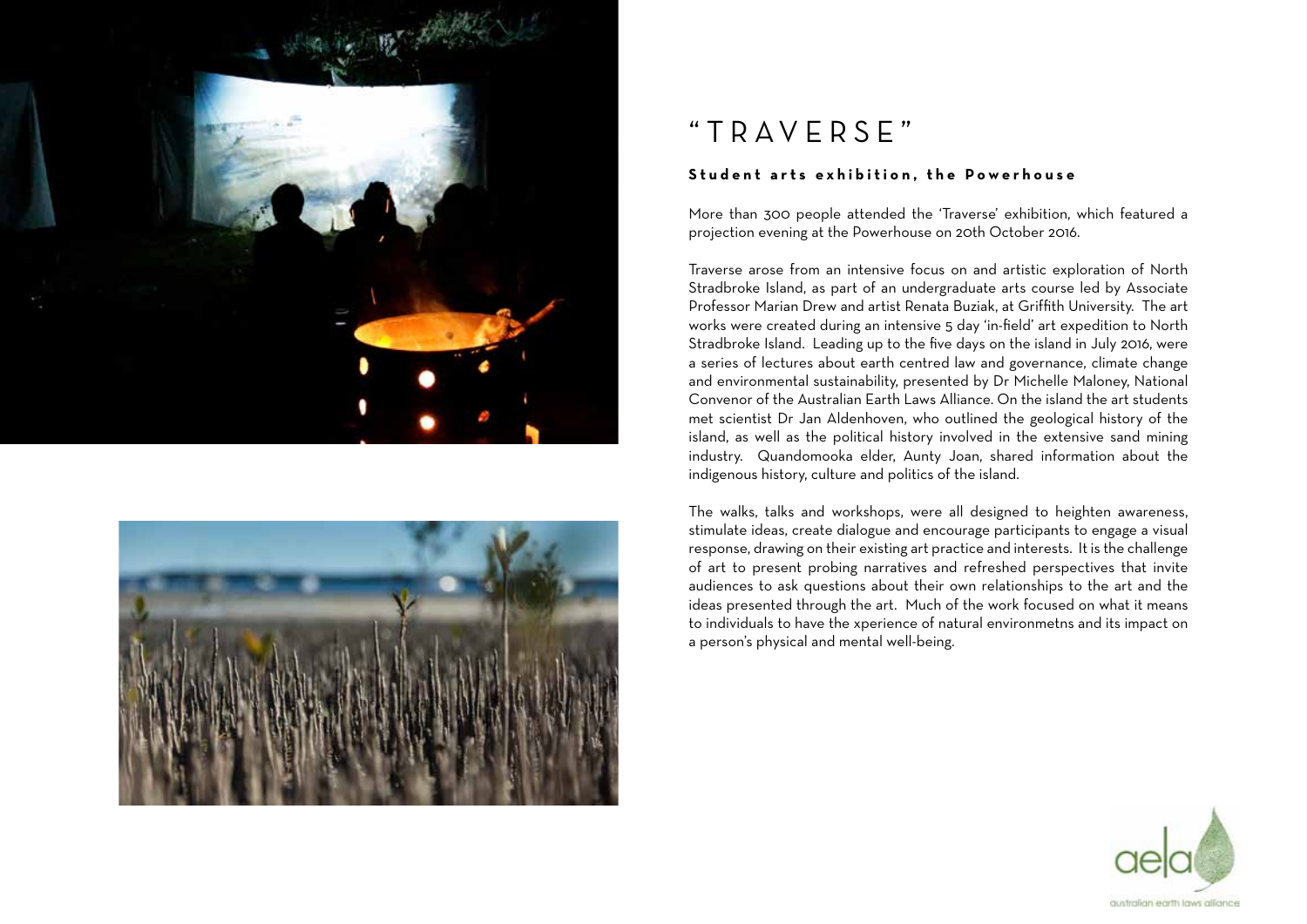# "TRAVERSE"

**Student arts exhibition, the Powerhouse**

More than 300 people attended the 'Traverse' exhibition, which featured a projection evening at the Powerhouse on 20th October 2016.

Traverse arose from an intensive focus on and artistic exploration of North Stradbroke Island, as part of an undergraduate arts course led by Associate Professor Marian Drew and artist Renata Buziak, at Griffith University. The art works were created during an intensive 5 day 'in-field' art expedition to North Stradbroke Island. Leading up to the five days on the island in July 2016, were a series of lectures about earth centred law and governance, climate change and environmental sustainability, presented by Dr Michelle Maloney, National Convenor of the Australian Earth Laws Alliance. On the island the art students met scientist Dr Jan Aldenhoven, who outlined the geological history of the island, as well as the political history involved in the extensive sand mining industry. Quandomooka elder, Aunty Joan, shared information about the indigenous history, culture and politics of the island.

The walks, talks and workshops, were all designed to heighten awareness, stimulate ideas, create dialogue and encourage participants to engage a visual response, drawing on their existing art practice and interests. It is the challenge of art to present probing narratives and refreshed perspectives that invite audiences to ask questions about their own relationships to the art and the ideas presented through the art. Much of the work focused on what it means to individuals to have the xperience of natural environmetns and its impact on a person's physical and mental well-being.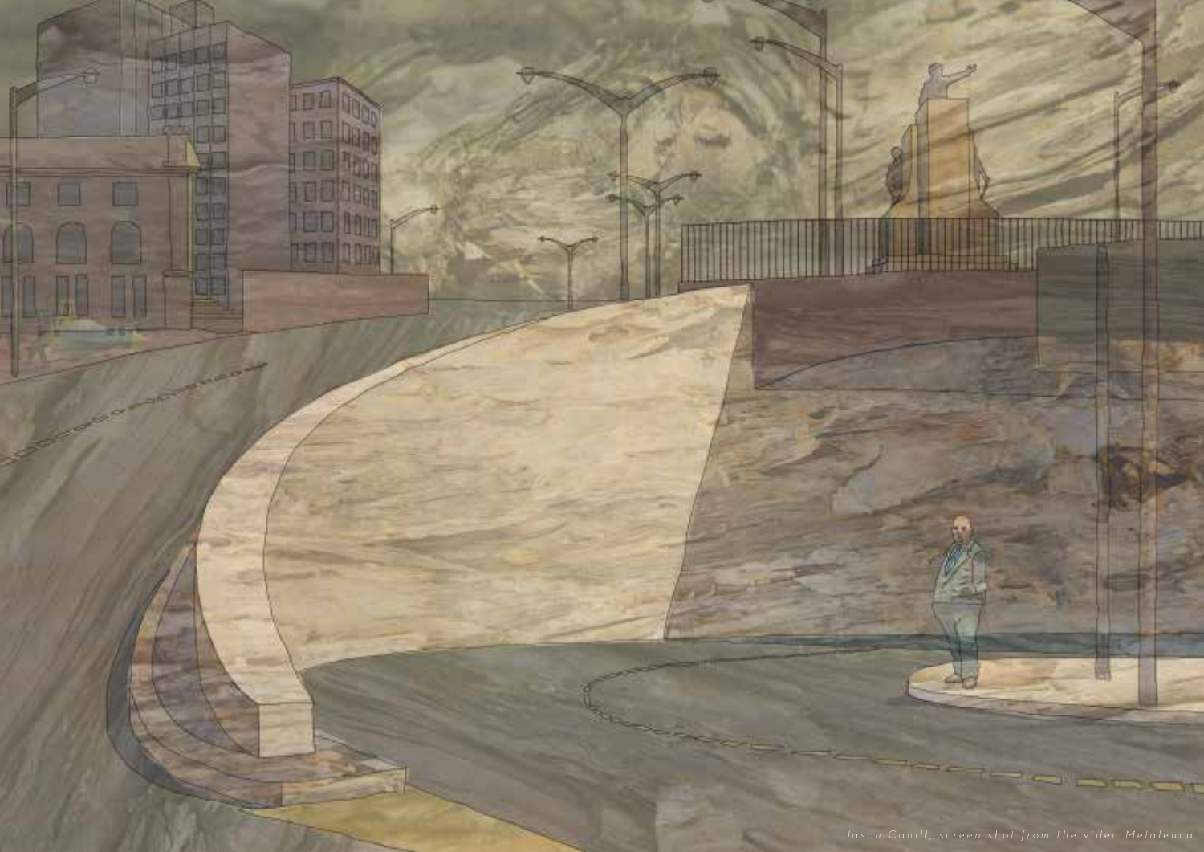*Jason Cahill, screen shot from the video Melaleuca*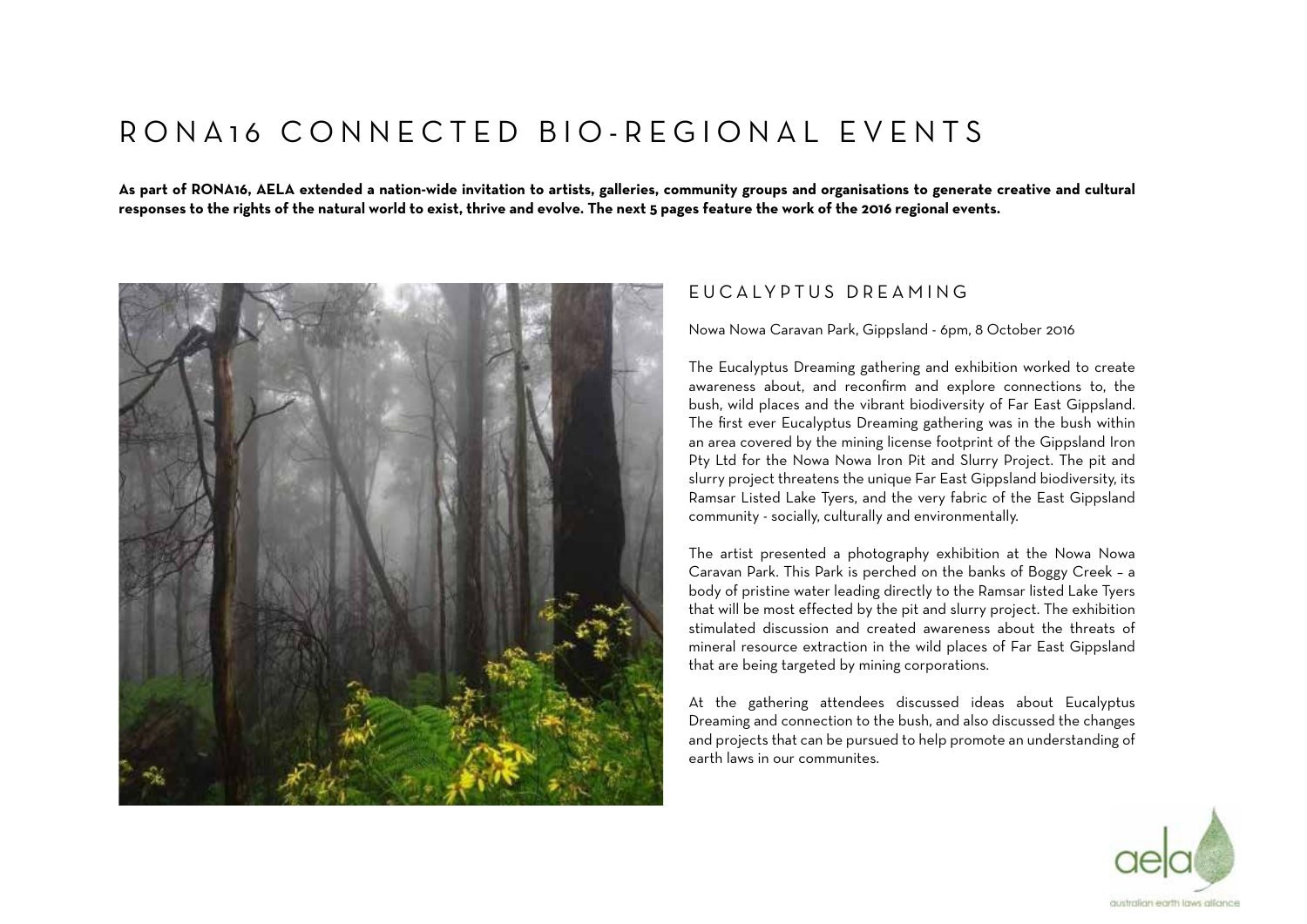# RONA16 CONNECTED BIO-REGIONAL EVENTS

**As part of RONA16, AELA extended a nation-wide invitation to artists, galleries, community groups and organisations to generate creative and cultural responses to the rights of the natural world to exist, thrive and evolve. The next 5 pages feature the work of the 2016 regional events.**

## EUCALYPTUS DREAMING

Nowa Nowa Caravan Park, Gippsland - 6pm, 8 October 2016

The Eucalyptus Dreaming gathering and exhibition worked to create awareness about, and reconfirm and explore connections to, the bush, wild places and the vibrant biodiversity of Far East Gippsland. The first ever Eucalyptus Dreaming gathering was in the bush within an area covered by the mining license footprint of the Gippsland Iron Pty Ltd for the Nowa Nowa Iron Pit and Slurry Project. The pit and slurry project threatens the unique Far East Gippsland biodiversity, its Ramsar Listed Lake Tyers, and the very fabric of the East Gippsland community - socially, culturally and environmentally.

The artist presented a photography exhibition at the Nowa Nowa Caravan Park. This Park is perched on the banks of Boggy Creek – a body of pristine water leading directly to the Ramsar listed Lake Tyers that will be most effected by the pit and slurry project. The exhibition stimulated discussion and created awareness about the threats of mineral resource extraction in the wild places of Far East Gippsland that are being targeted by mining corporations.

At the gathering attendees discussed ideas about Eucalyptus Dreaming and connection to the bush, and also discussed the changes and projects that can be pursued to help promote an understanding of earth laws in our communites.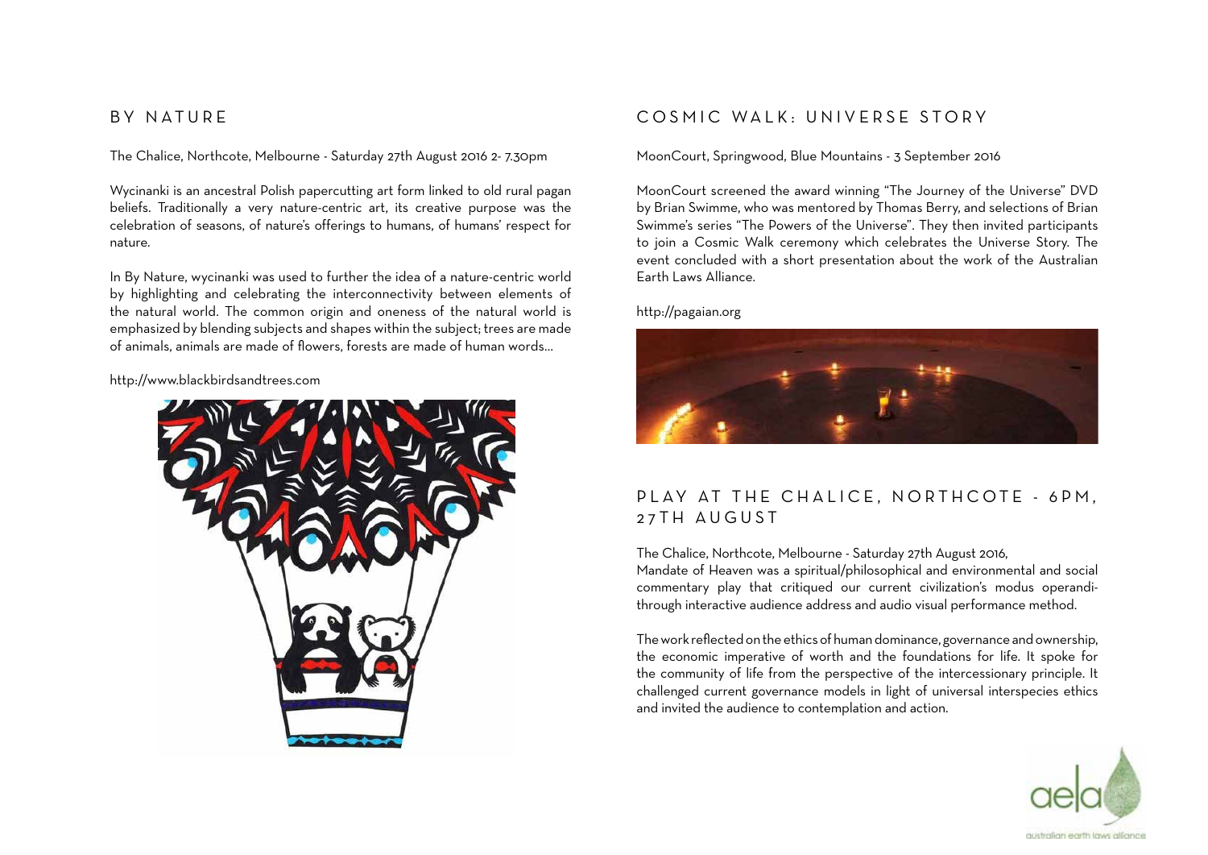## BY NATURE

The Chalice, Northcote, Melbourne - Saturday 27th August 2016 2- 7.30pm

Wycinanki is an ancestral Polish papercutting art form linked to old rural pagan beliefs. Traditionally a very nature-centric art, its creative purpose was the celebration of seasons, of nature's offerings to humans, of humans' respect for nature.

In By Nature, wycinanki was used to further the idea of a nature-centric world by highlighting and celebrating the interconnectivity between elements of the natural world. The common origin and oneness of the natural world is emphasized by blending subjects and shapes within the subject; trees are made of animals, animals are made of flowers, forests are made of human words...

http://www.blackbirdsandtrees.com

## COSMIC WALK: UNIVERSE STORY

MoonCourt, Springwood, Blue Mountains - 3 September 2016

MoonCourt screened the award winning "The Journey of the Universe" DVD by Brian Swimme, who was mentored by Thomas Berry, and selections of Brian Swimme's series "The Powers of the Universe". They then invited participants to join a Cosmic Walk ceremony which celebrates the Universe Story. The event concluded with a short presentation about the work of the Australian Earth Laws Alliance.

http://pagaian.org

## PLAY AT THE CHALICE, NORTHCOTE - 6PM, 27TH AUGUST

The Chalice, Northcote, Melbourne - Saturday 27th August 2016,
Mandate of Heaven was a spiritual/philosophical and environmental and social commentary play that critiqued our current civilization's modus operandi- through interactive audience address and audio visual performance method.

The work reflected on the ethics of human dominance, governance and ownership, the economic imperative of worth and the foundations for life. It spoke for the community of life from the perspective of the intercessionary principle. It challenged current governance models in light of universal interspecies ethics and invited the audience to contemplation and action.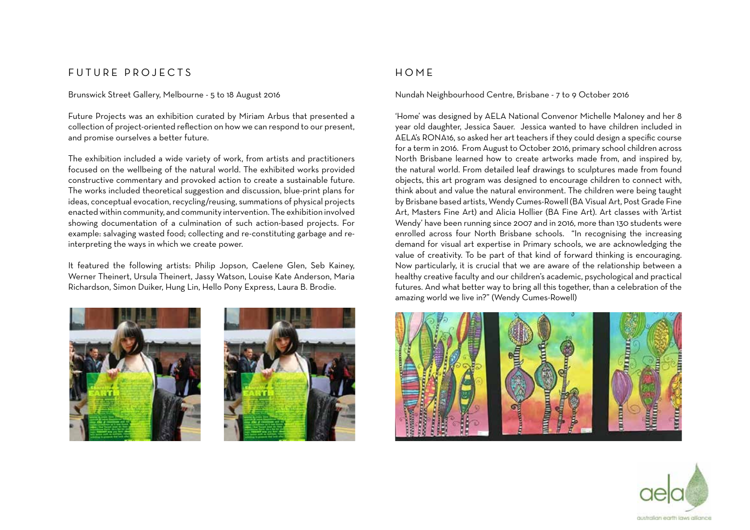## FUTURE PROJECTS

Brunswick Street Gallery, Melbourne - 5 to 18 August 2016

Future Projects was an exhibition curated by Miriam Arbus that presented a collection of project-oriented reflection on how we can respond to our present, and promise ourselves a better future.

The exhibition included a wide variety of work, from artists and practitioners focused on the wellbeing of the natural world. The exhibited works provided constructive commentary and provoked action to create a sustainable future. The works included theoretical suggestion and discussion, blue-print plans for ideas, conceptual evocation, recycling/reusing, summations of physical projects enacted within community, and community intervention. The exhibition involved showing documentation of a culmination of such action-based projects. For example: salvaging wasted food; collecting and re-constituting garbage and re-interpreting the ways in which we create power.

It featured the following artists: Philip Jopson, Caelene Glen, Seb Kainey, Werner Theinert, Ursula Theinert, Jassy Watson, Louise Kate Anderson, Maria Richardson, Simon Duiker, Hung Lin, Hello Pony Express, Laura B. Brodie.

## HOME

Nundah Neighbourhood Centre, Brisbane - 7 to 9 October 2016

'Home' was designed by AELA National Convenor Michelle Maloney and her 8 year old daughter, Jessica Sauer. Jessica wanted to have children included in AELA's RONA16, so asked her art teachers if they could design a specific course for a term in 2016. From August to October 2016, primary school children across North Brisbane learned how to create artworks made from, and inspired by, the natural world. From detailed leaf drawings to sculptures made from found objects, this art program was designed to encourage children to connect with, think about and value the natural environment. The children were being taught by Brisbane based artists, Wendy Cumes-Rowell (BA Visual Art, Post Grade Fine Art, Masters Fine Art) and Alicia Hollier (BA Fine Art). Art classes with 'Artist Wendy' have been running since 2007 and in 2016, more than 130 students were enrolled across four North Brisbane schools. "In recognising the increasing demand for visual art expertise in Primary schools, we are acknowledging the value of creativity. To be part of that kind of forward thinking is encouraging. Now particularly, it is crucial that we are aware of the relationship between a healthy creative faculty and our children's academic, psychological and practical futures. And what better way to bring all this together, than a celebration of the amazing world we live in?" (Wendy Cumes-Rowell)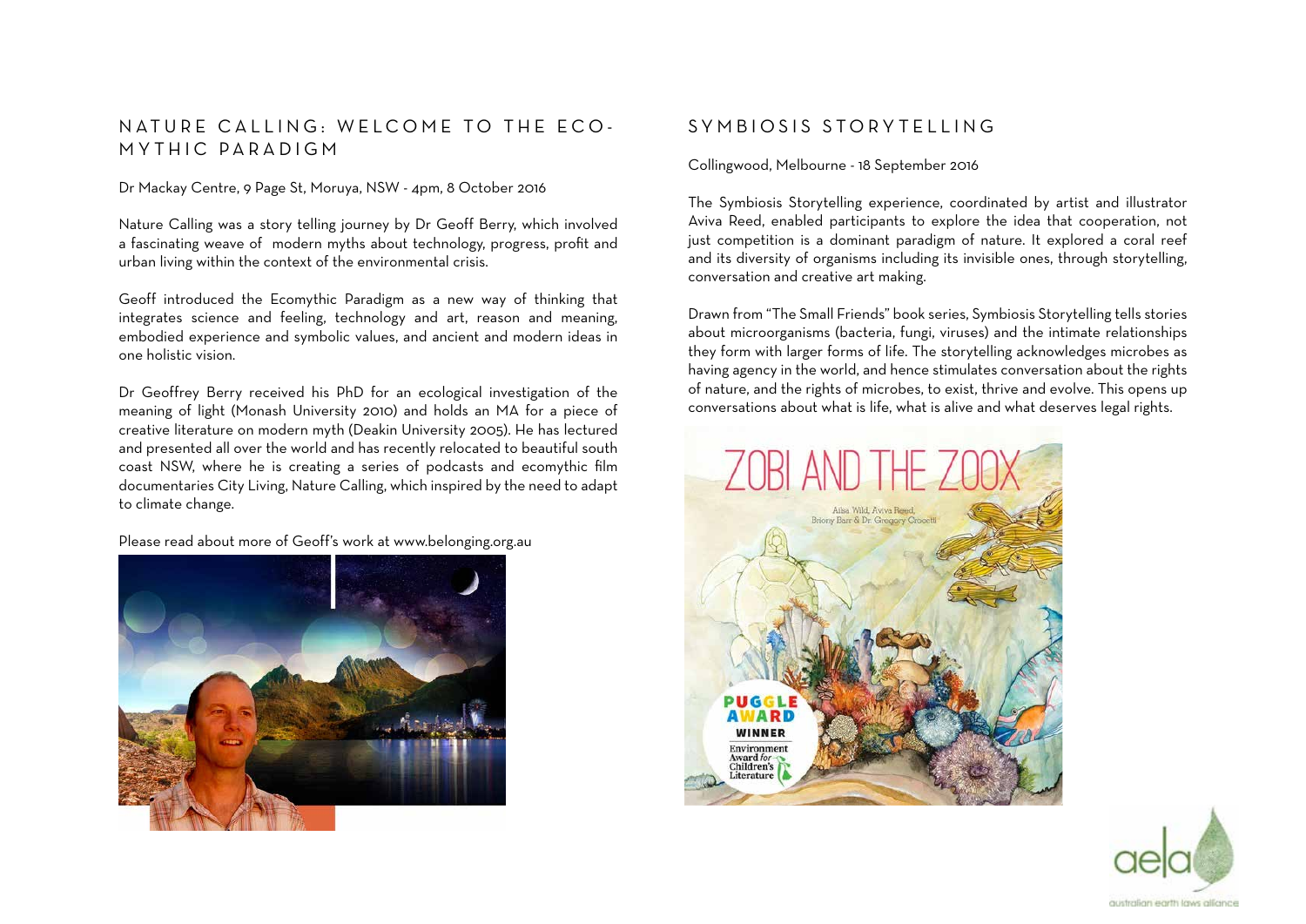## NATURE CALLING: WELCOME TO THE ECO-MYTHIC PARADIGM

Dr Mackay Centre, 9 Page St, Moruya, NSW - 4pm, 8 October 2016

Nature Calling was a story telling journey by Dr Geoff Berry, which involved a fascinating weave of modern myths about technology, progress, profit and urban living within the context of the environmental crisis.

Geoff introduced the Ecomythic Paradigm as a new way of thinking that integrates science and feeling, technology and art, reason and meaning, embodied experience and symbolic values, and ancient and modern ideas in one holistic vision.

Dr Geoffrey Berry received his PhD for an ecological investigation of the meaning of light (Monash University 2010) and holds an MA for a piece of creative literature on modern myth (Deakin University 2005). He has lectured and presented all over the world and has recently relocated to beautiful south coast NSW, where he is creating a series of podcasts and ecomythic film documentaries City Living, Nature Calling, which inspired by the need to adapt to climate change.

Please read about more of Geoff's work at www.belonging.org.au

## SYMBIOSIS STORYTELLING

Collingwood, Melbourne - 18 September 2016

The Symbiosis Storytelling experience, coordinated by artist and illustrator Aviva Reed, enabled participants to explore the idea that cooperation, not just competition is a dominant paradigm of nature. It explored a coral reef and its diversity of organisms including its invisible ones, through storytelling, conversation and creative art making.

Drawn from "The Small Friends" book series, Symbiosis Storytelling tells stories about microorganisms (bacteria, fungi, viruses) and the intimate relationships they form with larger forms of life. The storytelling acknowledges microbes as having agency in the world, and hence stimulates conversation about the rights of nature, and the rights of microbes, to exist, thrive and evolve. This opens up conversations about what is life, what is alive and what deserves legal rights.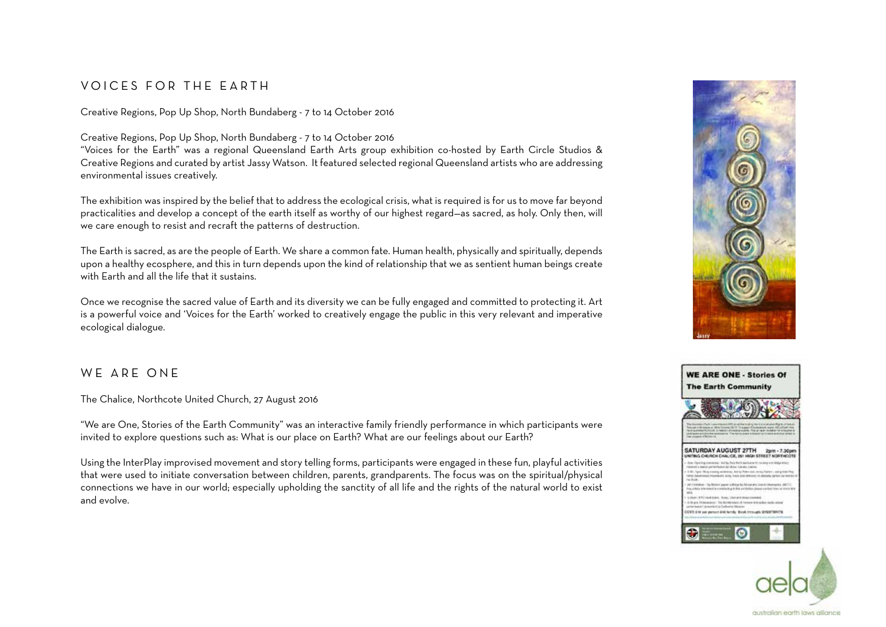## VOICES FOR THE EARTH

Creative Regions, Pop Up Shop, North Bundaberg - 7 to 14 October 2016

Creative Regions, Pop Up Shop, North Bundaberg - 7 to 14 October 2016
"Voices for the Earth" was a regional Queensland Earth Arts group exhibition co-hosted by Earth Circle Studios & Creative Regions and curated by artist Jassy Watson. It featured selected regional Queensland artists who are addressing environmental issues creatively.

The exhibition was inspired by the belief that to address the ecological crisis, what is required is for us to move far beyond practicalities and develop a concept of the earth itself as worthy of our highest regard—as sacred, as holy. Only then, will we care enough to resist and recraft the patterns of destruction.

The Earth is sacred, as are the people of Earth. We share a common fate. Human health, physically and spiritually, depends upon a healthy ecosphere, and this in turn depends upon the kind of relationship that we as sentient human beings create with Earth and all the life that it sustains.

Once we recognise the sacred value of Earth and its diversity we can be fully engaged and committed to protecting it. Art is a powerful voice and 'Voices for the Earth' worked to creatively engage the public in this very relevant and imperative ecological dialogue.

## WE ARE ONE

The Chalice, Northcote United Church, 27 August 2016

"We are One, Stories of the Earth Community" was an interactive family friendly performance in which participants were invited to explore questions such as: What is our place on Earth? What are our feelings about our Earth?

Using the InterPlay improvised movement and story telling forms, participants were engaged in these fun, playful activities that were used to initiate conversation between children, parents, grandparents. The focus was on the spiritual/physical connections we have in our world; especially upholding the sanctity of all life and the rights of the natural world to exist and evolve.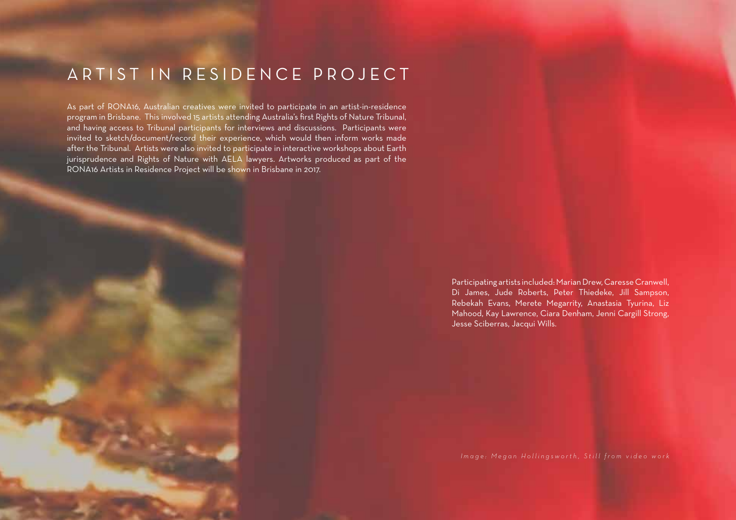# ARTIST IN RESIDENCE PROJECT

As part of RONA16, Australian creatives were invited to participate in an artist-in-residence program in Brisbane. This involved 15 artists attending Australia's first Rights of Nature Tribunal, and having access to Tribunal participants for interviews and discussions. Participants were invited to sketch/document/record their experience, which would then inform works made after the Tribunal. Artists were also invited to participate in interactive workshops about Earth jurisprudence and Rights of Nature with AELA lawyers. Artworks produced as part of the RONA16 Artists in Residence Project will be shown in Brisbane in 2017.

Participating artists included: Marian Drew, Caresse Cranwell, Di James, Jude Roberts, Peter Thiedeke, Jill Sampson, Rebekah Evans, Merete Megarrity, Anastasia Tyurina, Liz Mahood, Kay Lawrence, Ciara Denham, Jenni Cargill Strong, Jesse Sciberras, Jacqui Wills.

*Image: Megan Hollingsworth, Still from video work*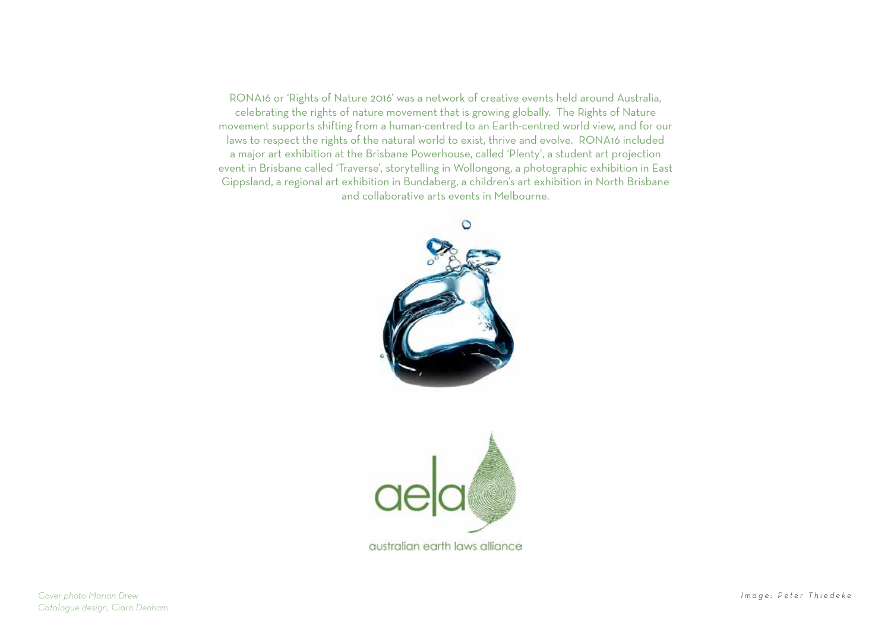RONA16 or 'Rights of Nature 2016' was a network of creative events held around Australia, celebrating the rights of nature movement that is growing globally. The Rights of Nature movement supports shifting from a human-centred to an Earth-centred world view, and for our laws to respect the rights of the natural world to exist, thrive and evolve. RONA16 included a major art exhibition at the Brisbane Powerhouse, called 'Plenty', a student art projection event in Brisbane called 'Traverse', storytelling in Wollongong, a photographic exhibition in East Gippsland, a regional art exhibition in Bundaberg, a children's art exhibition in North Brisbane and collaborative arts events in Melbourne.

aela

australian earth laws alliance

*Cover photo Marian Drew*
*Catalogue design, Ciara Denham*

*Image: Peter Thiedeke*